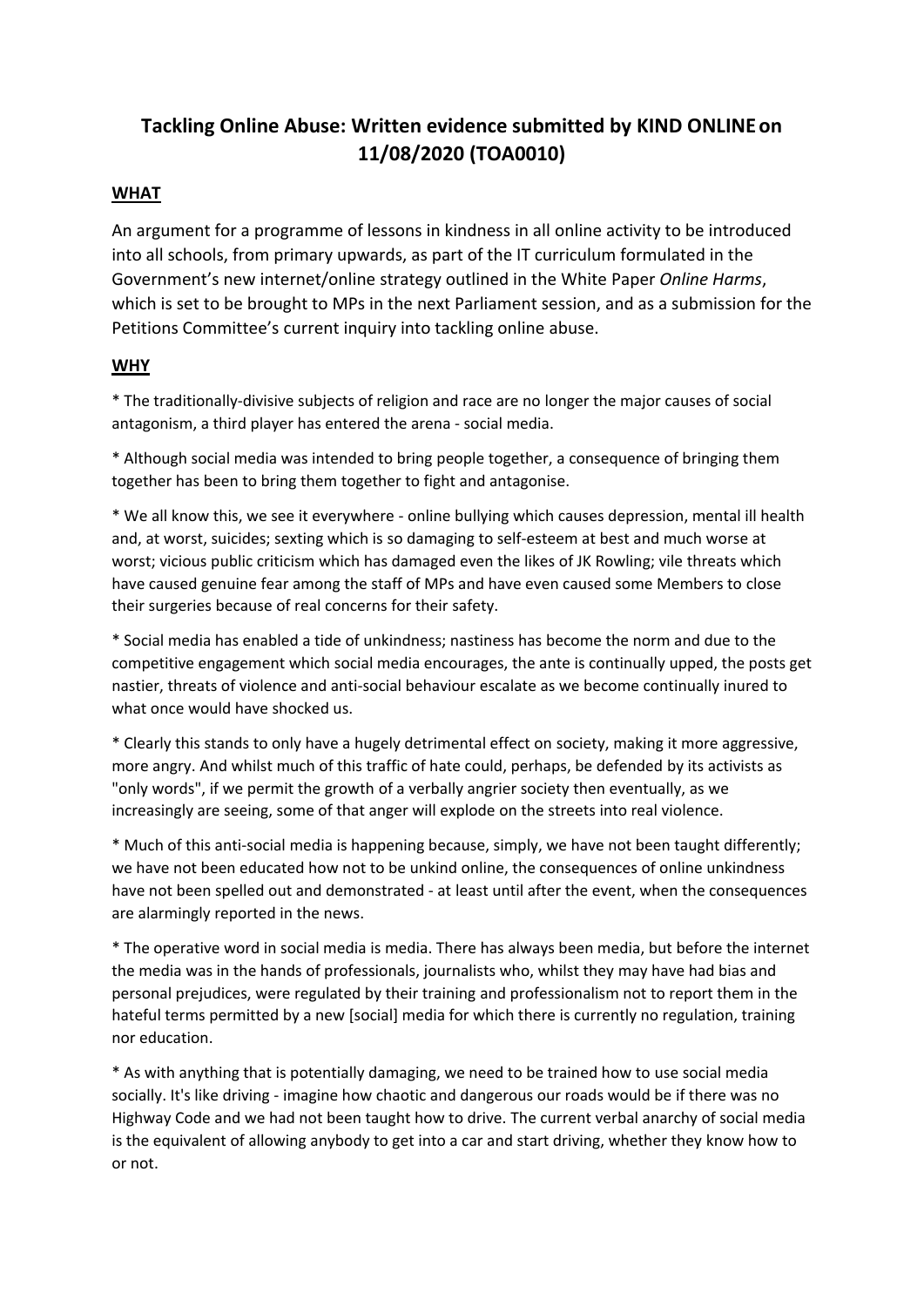# Tackling Online Abuse: Written evidence submitted by KIND ONLINE on 11/08/2020 (TOA0010)

## WHAT

An argument for a programme of lessons in kindness in all online activity to be introduced into all schools, from primary upwards, as part of the IT curriculum formulated in the Government's new internet/online strategy outlined in the White Paper *Online Harms*, which is set to be brought to MPs in the next Parliament session, and as a submission for the Petitions Committee's current inquiry into tackling online abuse.

## WHY

* The traditionally-divisive subjects of religion and race are no longer the major causes of social antagonism, a third player has entered the arena - social media.

* Although social media was intended to bring people together, a consequence of bringing them together has been to bring them together to fight and antagonise.

* We all know this, we see it everywhere - online bullying which causes depression, mental ill health and, at worst, suicides; sexting which is so damaging to self-esteem at best and much worse at worst; vicious public criticism which has damaged even the likes of JK Rowling; vile threats which have caused genuine fear among the staff of MPs and have even caused some Members to close their surgeries because of real concerns for their safety.

* Social media has enabled a tide of unkindness; nastiness has become the norm and due to the competitive engagement which social media encourages, the ante is continually upped, the posts get nastier, threats of violence and anti-social behaviour escalate as we become continually inured to what once would have shocked us.

* Clearly this stands to only have a hugely detrimental effect on society, making it more aggressive, more angry. And whilst much of this traffic of hate could, perhaps, be defended by its activists as "only words", if we permit the growth of a verbally angrier society then eventually, as we increasingly are seeing, some of that anger will explode on the streets into real violence.

* Much of this anti-social media is happening because, simply, we have not been taught differently; we have not been educated how not to be unkind online, the consequences of online unkindness have not been spelled out and demonstrated - at least until after the event, when the consequences are alarmingly reported in the news.

* The operative word in social media is media. There has always been media, but before the internet the media was in the hands of professionals, journalists who, whilst they may have had bias and personal prejudices, were regulated by their training and professionalism not to report them in the hateful terms permitted by a new [social] media for which there is currently no regulation, training nor education.

* As with anything that is potentially damaging, we need to be trained how to use social media socially. It's like driving - imagine how chaotic and dangerous our roads would be if there was no Highway Code and we had not been taught how to drive. The current verbal anarchy of social media is the equivalent of allowing anybody to get into a car and start driving, whether they know how to or not.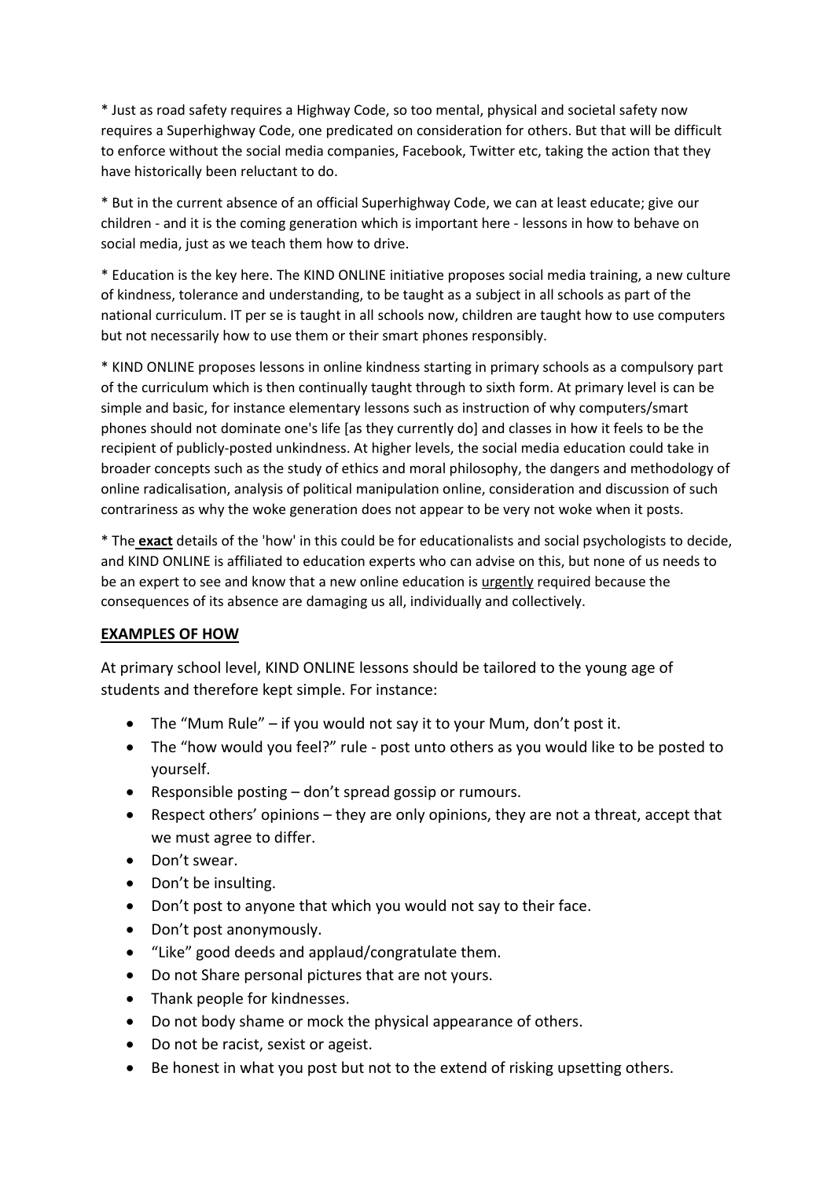* Just as road safety requires a Highway Code, so too mental, physical and societal safety now requires a Superhighway Code, one predicated on consideration for others. But that will be difficult to enforce without the social media companies, Facebook, Twitter etc, taking the action that they have historically been reluctant to do.

* But in the current absence of an official Superhighway Code, we can at least educate; give our children - and it is the coming generation which is important here - lessons in how to behave on social media, just as we teach them how to drive.

* Education is the key here. The KIND ONLINE initiative proposes social media training, a new culture of kindness, tolerance and understanding, to be taught as a subject in all schools as part of the national curriculum. IT per se is taught in all schools now, children are taught how to use computers but not necessarily how to use them or their smart phones responsibly.

* KIND ONLINE proposes lessons in online kindness starting in primary schools as a compulsory part of the curriculum which is then continually taught through to sixth form. At primary level is can be simple and basic, for instance elementary lessons such as instruction of why computers/smart phones should not dominate one's life [as they currently do] and classes in how it feels to be the recipient of publicly-posted unkindness. At higher levels, the social media education could take in broader concepts such as the study of ethics and moral philosophy, the dangers and methodology of online radicalisation, analysis of political manipulation online, consideration and discussion of such contrariness as why the woke generation does not appear to be very not woke when it posts.

* The **exact** details of the 'how' in this could be for educationalists and social psychologists to decide, and KIND ONLINE is affiliated to education experts who can advise on this, but none of us needs to be an expert to see and know that a new online education is urgently required because the consequences of its absence are damaging us all, individually and collectively.

**EXAMPLES OF HOW**

At primary school level, KIND ONLINE lessons should be tailored to the young age of students and therefore kept simple. For instance:

- The "Mum Rule" – if you would not say it to your Mum, don't post it.
- The "how would you feel?" rule - post unto others as you would like to be posted to yourself.
- Responsible posting – don't spread gossip or rumours.
- Respect others' opinions – they are only opinions, they are not a threat, accept that we must agree to differ.
- Don't swear.
- Don't be insulting.
- Don't post to anyone that which you would not say to their face.
- Don't post anonymously.
- "Like" good deeds and applaud/congratulate them.
- Do not Share personal pictures that are not yours.
- Thank people for kindnesses.
- Do not body shame or mock the physical appearance of others.
- Do not be racist, sexist or ageist.
- Be honest in what you post but not to the extend of risking upsetting others.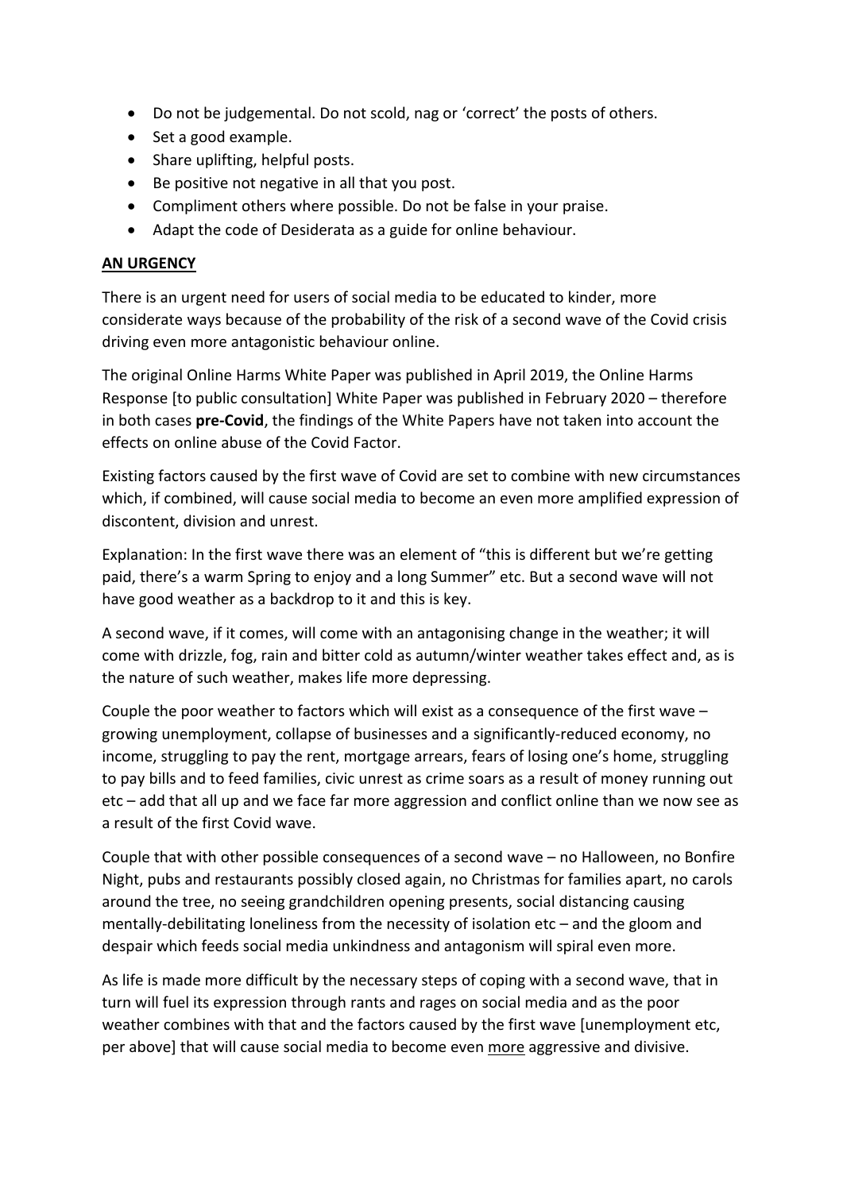- Do not be judgemental. Do not scold, nag or 'correct' the posts of others.
- Set a good example.
- Share uplifting, helpful posts.
- Be positive not negative in all that you post.
- Compliment others where possible. Do not be false in your praise.
- Adapt the code of Desiderata as a guide for online behaviour.

**AN URGENCY**

There is an urgent need for users of social media to be educated to kinder, more considerate ways because of the probability of the risk of a second wave of the Covid crisis driving even more antagonistic behaviour online.

The original Online Harms White Paper was published in April 2019, the Online Harms Response [to public consultation] White Paper was published in February 2020 – therefore in both cases **pre-Covid**, the findings of the White Papers have not taken into account the effects on online abuse of the Covid Factor.

Existing factors caused by the first wave of Covid are set to combine with new circumstances which, if combined, will cause social media to become an even more amplified expression of discontent, division and unrest.

Explanation: In the first wave there was an element of "this is different but we're getting paid, there's a warm Spring to enjoy and a long Summer" etc. But a second wave will not have good weather as a backdrop to it and this is key.

A second wave, if it comes, will come with an antagonising change in the weather; it will come with drizzle, fog, rain and bitter cold as autumn/winter weather takes effect and, as is the nature of such weather, makes life more depressing.

Couple the poor weather to factors which will exist as a consequence of the first wave – growing unemployment, collapse of businesses and a significantly-reduced economy, no income, struggling to pay the rent, mortgage arrears, fears of losing one's home, struggling to pay bills and to feed families, civic unrest as crime soars as a result of money running out etc – add that all up and we face far more aggression and conflict online than we now see as a result of the first Covid wave.

Couple that with other possible consequences of a second wave – no Halloween, no Bonfire Night, pubs and restaurants possibly closed again, no Christmas for families apart, no carols around the tree, no seeing grandchildren opening presents, social distancing causing mentally-debilitating loneliness from the necessity of isolation etc – and the gloom and despair which feeds social media unkindness and antagonism will spiral even more.

As life is made more difficult by the necessary steps of coping with a second wave, that in turn will fuel its expression through rants and rages on social media and as the poor weather combines with that and the factors caused by the first wave [unemployment etc, per above] that will cause social media to become even <u>more</u> aggressive and divisive.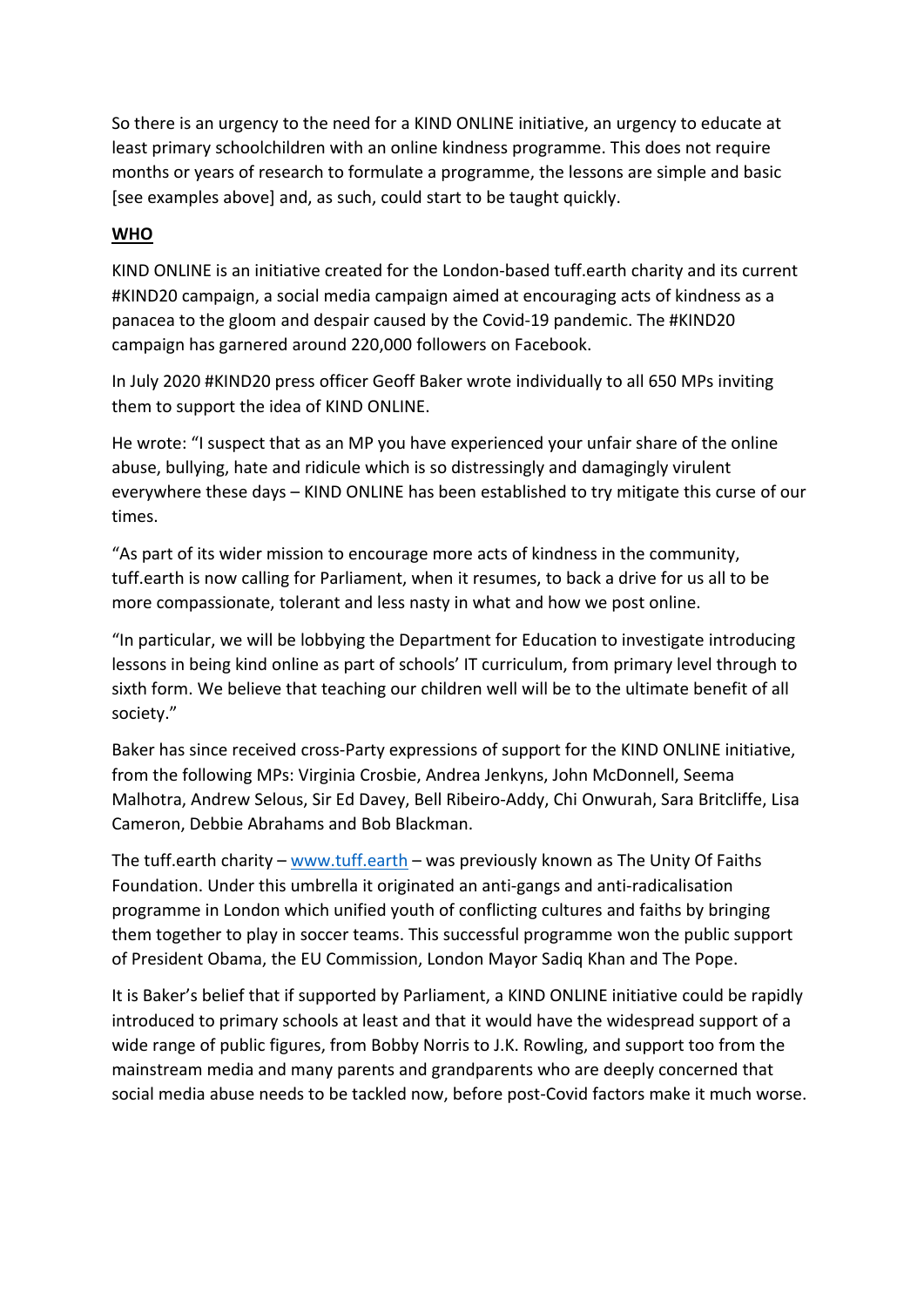So there is an urgency to the need for a KIND ONLINE initiative, an urgency to educate at least primary schoolchildren with an online kindness programme. This does not require months or years of research to formulate a programme, the lessons are simple and basic [see examples above] and, as such, could start to be taught quickly.

## **WHO**

KIND ONLINE is an initiative created for the London-based tuff.earth charity and its current #KIND20 campaign, a social media campaign aimed at encouraging acts of kindness as a panacea to the gloom and despair caused by the Covid-19 pandemic. The #KIND20 campaign has garnered around 220,000 followers on Facebook.

In July 2020 #KIND20 press officer Geoff Baker wrote individually to all 650 MPs inviting them to support the idea of KIND ONLINE.

He wrote: "I suspect that as an MP you have experienced your unfair share of the online abuse, bullying, hate and ridicule which is so distressingly and damagingly virulent everywhere these days – KIND ONLINE has been established to try mitigate this curse of our times.

"As part of its wider mission to encourage more acts of kindness in the community, tuff.earth is now calling for Parliament, when it resumes, to back a drive for us all to be more compassionate, tolerant and less nasty in what and how we post online.

"In particular, we will be lobbying the Department for Education to investigate introducing lessons in being kind online as part of schools' IT curriculum, from primary level through to sixth form. We believe that teaching our children well will be to the ultimate benefit of all society."

Baker has since received cross-Party expressions of support for the KIND ONLINE initiative, from the following MPs: Virginia Crosbie, Andrea Jenkyns, John McDonnell, Seema Malhotra, Andrew Selous, Sir Ed Davey, Bell Ribeiro-Addy, Chi Onwurah, Sara Britcliffe, Lisa Cameron, Debbie Abrahams and Bob Blackman.

The tuff.earth charity – [www.tuff.earth](http://www.tuff.earth) – was previously known as The Unity Of Faiths Foundation. Under this umbrella it originated an anti-gangs and anti-radicalisation programme in London which unified youth of conflicting cultures and faiths by bringing them together to play in soccer teams. This successful programme won the public support of President Obama, the EU Commission, London Mayor Sadiq Khan and The Pope.

It is Baker's belief that if supported by Parliament, a KIND ONLINE initiative could be rapidly introduced to primary schools at least and that it would have the widespread support of a wide range of public figures, from Bobby Norris to J.K. Rowling, and support too from the mainstream media and many parents and grandparents who are deeply concerned that social media abuse needs to be tackled now, before post-Covid factors make it much worse.